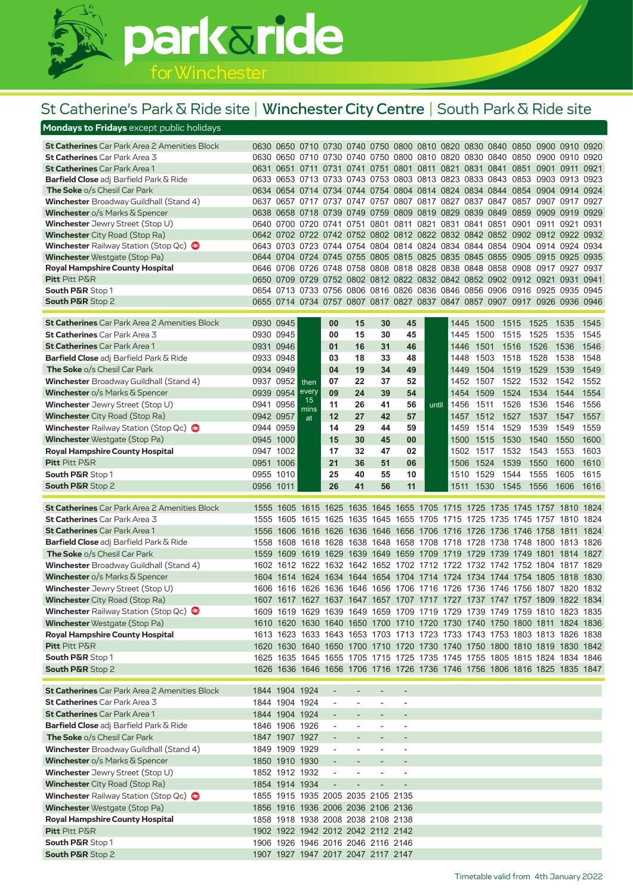# park&ride for Winchester

## St Catherine's Park & Ride site | Winchester City Centre | South Park & Ride site

**Mondays to Fridays** except public holidays

| Stop | | | | | | | | | | | | | | | |
|---|---|---|---|---|---|---|---|---|---|---|---|---|---|---|---|
| **St Catherines** Car Park Area 2 Amenities Block | 0630 | 0650 | 0710 | 0730 | 0740 | 0750 | 0800 | 0810 | 0820 | 0830 | 0840 | 0850 | 0900 | 0910 | 0920 |
| **St Catherines** Car Park Area 3 | 0630 | 0650 | 0710 | 0730 | 0740 | 0750 | 0800 | 0810 | 0820 | 0830 | 0840 | 0850 | 0900 | 0910 | 0920 |
| **St Catherines** Car Park Area 1 | 0631 | 0651 | 0711 | 0731 | 0741 | 0751 | 0801 | 0811 | 0821 | 0831 | 0841 | 0851 | 0901 | 0911 | 0921 |
| **Barfield Close** adj Barfield Park & Ride | 0633 | 0653 | 0713 | 0733 | 0743 | 0753 | 0803 | 0813 | 0823 | 0833 | 0843 | 0853 | 0903 | 0913 | 0923 |
| **The Soke** o/s Chesil Car Park | 0634 | 0654 | 0714 | 0734 | 0744 | 0754 | 0804 | 0814 | 0824 | 0834 | 0844 | 0854 | 0904 | 0914 | 0924 |
| **Winchester** Broadway Guildhall (Stand 4) | 0637 | 0657 | 0717 | 0737 | 0747 | 0757 | 0807 | 0817 | 0827 | 0837 | 0847 | 0857 | 0907 | 0917 | 0927 |
| **Winchester** o/s Marks & Spencer | 0638 | 0658 | 0718 | 0739 | 0749 | 0759 | 0809 | 0819 | 0829 | 0839 | 0849 | 0859 | 0909 | 0919 | 0929 |
| **Winchester** Jewry Street (Stop U) | 0640 | 0700 | 0720 | 0741 | 0751 | 0801 | 0811 | 0821 | 0831 | 0841 | 0851 | 0901 | 0911 | 0921 | 0931 |
| **Winchester** City Road (Stop Ra) | 0642 | 0702 | 0722 | 0742 | 0752 | 0802 | 0812 | 0822 | 0832 | 0842 | 0852 | 0902 | 0912 | 0922 | 0932 |
| **Winchester** Railway Station (Stop Qc) | 0643 | 0703 | 0723 | 0744 | 0754 | 0804 | 0814 | 0824 | 0834 | 0844 | 0854 | 0904 | 0914 | 0924 | 0934 |
| **Winchester** Westgate (Stop Pa) | 0644 | 0704 | 0724 | 0745 | 0755 | 0805 | 0815 | 0825 | 0835 | 0845 | 0855 | 0905 | 0915 | 0925 | 0935 |
| **Royal Hampshire County Hospital** | 0646 | 0706 | 0726 | 0748 | 0758 | 0808 | 0818 | 0828 | 0838 | 0848 | 0858 | 0908 | 0917 | 0927 | 0937 |
| **Pitt** Pitt P&R | 0650 | 0709 | 0729 | 0752 | 0802 | 0812 | 0822 | 0832 | 0842 | 0852 | 0902 | 0912 | 0921 | 0931 | 0941 |
| **South P&R** Stop 1 | 0654 | 0713 | 0733 | 0756 | 0806 | 0816 | 0826 | 0836 | 0846 | 0856 | 0906 | 0916 | 0925 | 0935 | 0945 |
| **South P&R** Stop 2 | 0655 | 0714 | 0734 | 0757 | 0807 | 0817 | 0827 | 0837 | 0847 | 0857 | 0907 | 0917 | 0926 | 0936 | 0946 |

| Stop | | | | | | | | | | | | | | | |
|---|---|---|---|---|---|---|---|---|---|---|---|---|---|---|---|
| **St Catherines** Car Park Area 2 Amenities Block | 0930 | 0945 | then every 15 mins at | 00 | 15 | 30 | 45 | until | 1445 | 1500 | 1515 | 1525 | 1535 | 1545 |
| **St Catherines** Car Park Area 3 | 0930 | 0945 | | 00 | 15 | 30 | 45 | | 1445 | 1500 | 1515 | 1525 | 1535 | 1545 |
| **St Catherines** Car Park Area 1 | 0931 | 0946 | | 01 | 16 | 31 | 46 | | 1446 | 1501 | 1516 | 1526 | 1536 | 1546 |
| **Barfield Close** adj Barfield Park & Ride | 0933 | 0948 | | 03 | 18 | 33 | 48 | | 1448 | 1503 | 1518 | 1528 | 1538 | 1548 |
| **The Soke** o/s Chesil Car Park | 0934 | 0949 | | 04 | 19 | 34 | 49 | | 1449 | 1504 | 1519 | 1529 | 1539 | 1549 |
| **Winchester** Broadway Guildhall (Stand 4) | 0937 | 0952 | | 07 | 22 | 37 | 52 | | 1452 | 1507 | 1522 | 1532 | 1542 | 1552 |
| **Winchester** o/s Marks & Spencer | 0939 | 0954 | | 09 | 24 | 39 | 54 | | 1454 | 1509 | 1524 | 1534 | 1544 | 1554 |
| **Winchester** Jewry Street (Stop U) | 0941 | 0956 | | 11 | 26 | 41 | 56 | | 1456 | 1511 | 1526 | 1536 | 1546 | 1556 |
| **Winchester** City Road (Stop Ra) | 0942 | 0957 | | 12 | 27 | 42 | 57 | | 1457 | 1512 | 1527 | 1537 | 1547 | 1557 |
| **Winchester** Railway Station (Stop Qc) | 0944 | 0959 | | 14 | 29 | 44 | 59 | | 1459 | 1514 | 1529 | 1539 | 1549 | 1559 |
| **Winchester** Westgate (Stop Pa) | 0945 | 1000 | | 15 | 30 | 45 | 00 | | 1500 | 1515 | 1530 | 1540 | 1550 | 1600 |
| **Royal Hampshire County Hospital** | 0947 | 1002 | | 17 | 32 | 47 | 02 | | 1502 | 1517 | 1532 | 1543 | 1553 | 1603 |
| **Pitt** Pitt P&R | 0951 | 1006 | | 21 | 36 | 51 | 06 | | 1506 | 1524 | 1539 | 1550 | 1600 | 1610 |
| **South P&R** Stop 1 | 0955 | 1010 | | 25 | 40 | 55 | 10 | | 1510 | 1529 | 1544 | 1555 | 1605 | 1615 |
| **South P&R** Stop 2 | 0956 | 1011 | | 26 | 41 | 56 | 11 | | 1511 | 1530 | 1545 | 1556 | 1606 | 1616 |

| Stop | | | | | | | | | | | | | | | |
|---|---|---|---|---|---|---|---|---|---|---|---|---|---|---|---|
| **St Catherines** Car Park Area 2 Amenities Block | 1555 | 1605 | 1615 | 1625 | 1635 | 1645 | 1655 | 1705 | 1715 | 1725 | 1735 | 1745 | 1757 | 1810 | 1824 |
| **St Catherines** Car Park Area 3 | 1555 | 1605 | 1615 | 1625 | 1635 | 1645 | 1655 | 1705 | 1715 | 1725 | 1735 | 1745 | 1757 | 1810 | 1824 |
| **St Catherines** Car Park Area 1 | 1556 | 1606 | 1616 | 1626 | 1636 | 1646 | 1656 | 1706 | 1716 | 1726 | 1736 | 1746 | 1758 | 1811 | 1824 |
| **Barfield Close** adj Barfield Park & Ride | 1558 | 1608 | 1618 | 1628 | 1638 | 1648 | 1658 | 1708 | 1718 | 1728 | 1738 | 1748 | 1800 | 1813 | 1826 |
| **The Soke** o/s Chesil Car Park | 1559 | 1609 | 1619 | 1629 | 1639 | 1649 | 1659 | 1709 | 1719 | 1729 | 1739 | 1749 | 1801 | 1814 | 1827 |
| **Winchester** Broadway Guildhall (Stand 4) | 1602 | 1612 | 1622 | 1632 | 1642 | 1652 | 1702 | 1712 | 1722 | 1732 | 1742 | 1752 | 1804 | 1817 | 1829 |
| **Winchester** o/s Marks & Spencer | 1604 | 1614 | 1624 | 1634 | 1644 | 1654 | 1704 | 1714 | 1724 | 1734 | 1744 | 1754 | 1805 | 1818 | 1830 |
| **Winchester** Jewry Street (Stop U) | 1606 | 1616 | 1626 | 1636 | 1646 | 1656 | 1706 | 1716 | 1726 | 1736 | 1746 | 1756 | 1807 | 1820 | 1832 |
| **Winchester** City Road (Stop Ra) | 1607 | 1617 | 1627 | 1637 | 1647 | 1657 | 1707 | 1717 | 1727 | 1737 | 1747 | 1757 | 1809 | 1822 | 1834 |
| **Winchester** Railway Station (Stop Qc) | 1609 | 1619 | 1629 | 1639 | 1649 | 1659 | 1709 | 1719 | 1729 | 1739 | 1749 | 1759 | 1810 | 1823 | 1835 |
| **Winchester** Westgate (Stop Pa) | 1610 | 1620 | 1630 | 1640 | 1650 | 1700 | 1710 | 1720 | 1730 | 1740 | 1750 | 1800 | 1811 | 1824 | 1836 |
| **Royal Hampshire County Hospital** | 1613 | 1623 | 1633 | 1643 | 1653 | 1703 | 1713 | 1723 | 1733 | 1743 | 1753 | 1803 | 1813 | 1826 | 1838 |
| **Pitt** Pitt P&R | 1620 | 1630 | 1640 | 1650 | 1700 | 1710 | 1720 | 1730 | 1740 | 1750 | 1800 | 1810 | 1819 | 1830 | 1842 |
| **South P&R** Stop 1 | 1625 | 1635 | 1645 | 1655 | 1705 | 1715 | 1725 | 1735 | 1745 | 1755 | 1805 | 1815 | 1824 | 1834 | 1846 |
| **South P&R** Stop 2 | 1626 | 1636 | 1646 | 1656 | 1706 | 1716 | 1726 | 1736 | 1746 | 1756 | 1806 | 1816 | 1825 | 1835 | 1847 |

| Stop | | | | | | | |
|---|---|---|---|---|---|---|---|
| **St Catherines** Car Park Area 2 Amenities Block | 1844 | 1904 | 1924 | - | - | - | - |
| **St Catherines** Car Park Area 3 | 1844 | 1904 | 1924 | - | - | - | - |
| **St Catherines** Car Park Area 1 | 1844 | 1904 | 1924 | - | - | - | - |
| **Barfield Close** adj Barfield Park & Ride | 1846 | 1906 | 1926 | - | - | - | - |
| **The Soke** o/s Chesil Car Park | 1847 | 1907 | 1927 | - | - | - | - |
| **Winchester** Broadway Guildhall (Stand 4) | 1849 | 1909 | 1929 | - | - | - | - |
| **Winchester** o/s Marks & Spencer | 1850 | 1910 | 1930 | - | - | - | - |
| **Winchester** Jewry Street (Stop U) | 1852 | 1912 | 1932 | - | - | - | - |
| **Winchester** City Road (Stop Ra) | 1854 | 1914 | 1934 | - | - | - | - |
| **Winchester** Railway Station (Stop Qc) | 1855 | 1915 | 1935 | 2005 | 2035 | 2105 | 2135 |
| **Winchester** Westgate (Stop Pa) | 1856 | 1916 | 1936 | 2006 | 2036 | 2106 | 2136 |
| **Royal Hampshire County Hospital** | 1858 | 1918 | 1938 | 2008 | 2038 | 2108 | 2138 |
| **Pitt** Pitt P&R | 1902 | 1922 | 1942 | 2012 | 2042 | 2112 | 2142 |
| **South P&R** Stop 1 | 1906 | 1926 | 1946 | 2016 | 2046 | 2116 | 2146 |
| **South P&R** Stop 2 | 1907 | 1927 | 1947 | 2017 | 2047 | 2117 | 2147 |

Timetable valid from 4th January 2022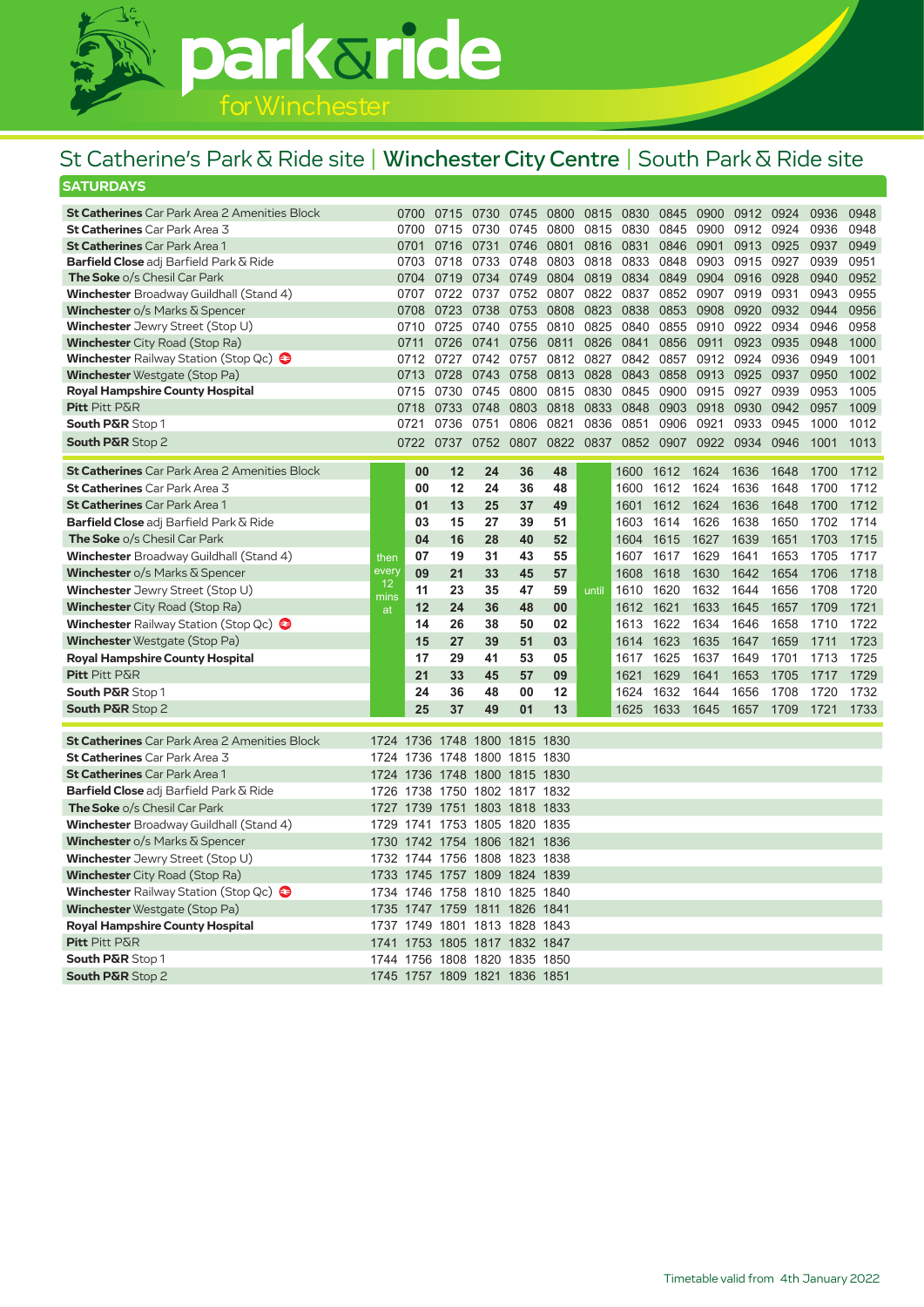# park&ride for Winchester

## St Catherine's Park & Ride site | Winchester City Centre | South Park & Ride site

### SATURDAYS

| Stop | | | | | | | | | | | | | |
|---|---|---|---|---|---|---|---|---|---|---|---|---|---|
| **St Catherines** Car Park Area 2 Amenities Block | 0700 | 0715 | 0730 | 0745 | 0800 | 0815 | 0830 | 0845 | 0900 | 0912 | 0924 | 0936 | 0948 |
| **St Catherines** Car Park Area 3 | 0700 | 0715 | 0730 | 0745 | 0800 | 0815 | 0830 | 0845 | 0900 | 0912 | 0924 | 0936 | 0948 |
| **St Catherines** Car Park Area 1 | 0701 | 0716 | 0731 | 0746 | 0801 | 0816 | 0831 | 0846 | 0901 | 0913 | 0925 | 0937 | 0949 |
| **Barfield Close** adj Barfield Park & Ride | 0703 | 0718 | 0733 | 0748 | 0803 | 0818 | 0833 | 0848 | 0903 | 0915 | 0927 | 0939 | 0951 |
| **The Soke** o/s Chesil Car Park | 0704 | 0719 | 0734 | 0749 | 0804 | 0819 | 0834 | 0849 | 0904 | 0916 | 0928 | 0940 | 0952 |
| **Winchester** Broadway Guildhall (Stand 4) | 0707 | 0722 | 0737 | 0752 | 0807 | 0822 | 0837 | 0852 | 0907 | 0919 | 0931 | 0943 | 0955 |
| **Winchester** o/s Marks & Spencer | 0708 | 0723 | 0738 | 0753 | 0808 | 0823 | 0838 | 0853 | 0908 | 0920 | 0932 | 0944 | 0956 |
| **Winchester** Jewry Street (Stop U) | 0710 | 0725 | 0740 | 0755 | 0810 | 0825 | 0840 | 0855 | 0910 | 0922 | 0934 | 0946 | 0958 |
| **Winchester** City Road (Stop Ra) | 0711 | 0726 | 0741 | 0756 | 0811 | 0826 | 0841 | 0856 | 0911 | 0923 | 0935 | 0948 | 1000 |
| **Winchester** Railway Station (Stop Qc) | 0712 | 0727 | 0742 | 0757 | 0812 | 0827 | 0842 | 0857 | 0912 | 0924 | 0936 | 0949 | 1001 |
| **Winchester** Westgate (Stop Pa) | 0713 | 0728 | 0743 | 0758 | 0813 | 0828 | 0843 | 0858 | 0913 | 0925 | 0937 | 0950 | 1002 |
| **Royal Hampshire County Hospital** | 0715 | 0730 | 0745 | 0800 | 0815 | 0830 | 0845 | 0900 | 0915 | 0927 | 0939 | 0953 | 1005 |
| **Pitt** Pitt P&R | 0718 | 0733 | 0748 | 0803 | 0818 | 0833 | 0848 | 0903 | 0918 | 0930 | 0942 | 0957 | 1009 |
| **South P&R** Stop 1 | 0721 | 0736 | 0751 | 0806 | 0821 | 0836 | 0851 | 0906 | 0921 | 0933 | 0945 | 1000 | 1012 |
| **South P&R** Stop 2 | 0722 | 0737 | 0752 | 0807 | 0822 | 0837 | 0852 | 0907 | 0922 | 0934 | 0946 | 1001 | 1013 |

| Stop | | | | | | | | | | | | | | | |
|---|---|---|---|---|---|---|---|---|---|---|---|---|---|---|---|
| **St Catherines** Car Park Area 2 Amenities Block | then every 12 mins at | **00** | **12** | **24** | **36** | **48** | until | 1600 | 1612 | 1624 | 1636 | 1648 | 1700 | 1712 |
| **St Catherines** Car Park Area 3 | | **00** | **12** | **24** | **36** | **48** | | 1600 | 1612 | 1624 | 1636 | 1648 | 1700 | 1712 |
| **St Catherines** Car Park Area 1 | | **01** | **13** | **25** | **37** | **49** | | 1601 | 1612 | 1624 | 1636 | 1648 | 1700 | 1712 |
| **Barfield Close** adj Barfield Park & Ride | | **03** | **15** | **27** | **39** | **51** | | 1603 | 1614 | 1626 | 1638 | 1650 | 1702 | 1714 |
| **The Soke** o/s Chesil Car Park | | **04** | **16** | **28** | **40** | **52** | | 1604 | 1615 | 1627 | 1639 | 1651 | 1703 | 1715 |
| **Winchester** Broadway Guildhall (Stand 4) | | **07** | **19** | **31** | **43** | **55** | | 1607 | 1617 | 1629 | 1641 | 1653 | 1705 | 1717 |
| **Winchester** o/s Marks & Spencer | | **09** | **21** | **33** | **45** | **57** | | 1608 | 1618 | 1630 | 1642 | 1654 | 1706 | 1718 |
| **Winchester** Jewry Street (Stop U) | | **11** | **23** | **35** | **47** | **59** | | 1610 | 1620 | 1632 | 1644 | 1656 | 1708 | 1720 |
| **Winchester** City Road (Stop Ra) | | **12** | **24** | **36** | **48** | **00** | | 1612 | 1621 | 1633 | 1645 | 1657 | 1709 | 1721 |
| **Winchester** Railway Station (Stop Qc) | | **14** | **26** | **38** | **50** | **02** | | 1613 | 1622 | 1634 | 1646 | 1658 | 1710 | 1722 |
| **Winchester** Westgate (Stop Pa) | | **15** | **27** | **39** | **51** | **03** | | 1614 | 1623 | 1635 | 1647 | 1659 | 1711 | 1723 |
| **Royal Hampshire County Hospital** | | **17** | **29** | **41** | **53** | **05** | | 1617 | 1625 | 1637 | 1649 | 1701 | 1713 | 1725 |
| **Pitt** Pitt P&R | | **21** | **33** | **45** | **57** | **09** | | 1621 | 1629 | 1641 | 1653 | 1705 | 1717 | 1729 |
| **South P&R** Stop 1 | | **24** | **36** | **48** | **00** | **12** | | 1624 | 1632 | 1644 | 1656 | 1708 | 1720 | 1732 |
| **South P&R** Stop 2 | | **25** | **37** | **49** | **01** | **13** | | 1625 | 1633 | 1645 | 1657 | 1709 | 1721 | 1733 |

| Stop | | | | | | |
|---|---|---|---|---|---|---|
| **St Catherines** Car Park Area 2 Amenities Block | 1724 | 1736 | 1748 | 1800 | 1815 | 1830 |
| **St Catherines** Car Park Area 3 | 1724 | 1736 | 1748 | 1800 | 1815 | 1830 |
| **St Catherines** Car Park Area 1 | 1724 | 1736 | 1748 | 1800 | 1815 | 1830 |
| **Barfield Close** adj Barfield Park & Ride | 1726 | 1738 | 1750 | 1802 | 1817 | 1832 |
| **The Soke** o/s Chesil Car Park | 1727 | 1739 | 1751 | 1803 | 1818 | 1833 |
| **Winchester** Broadway Guildhall (Stand 4) | 1729 | 1741 | 1753 | 1805 | 1820 | 1835 |
| **Winchester** o/s Marks & Spencer | 1730 | 1742 | 1754 | 1806 | 1821 | 1836 |
| **Winchester** Jewry Street (Stop U) | 1732 | 1744 | 1756 | 1808 | 1823 | 1838 |
| **Winchester** City Road (Stop Ra) | 1733 | 1745 | 1757 | 1809 | 1824 | 1839 |
| **Winchester** Railway Station (Stop Qc) | 1734 | 1746 | 1758 | 1810 | 1825 | 1840 |
| **Winchester** Westgate (Stop Pa) | 1735 | 1747 | 1759 | 1811 | 1826 | 1841 |
| **Royal Hampshire County Hospital** | 1737 | 1749 | 1801 | 1813 | 1828 | 1843 |
| **Pitt** Pitt P&R | 1741 | 1753 | 1805 | 1817 | 1832 | 1847 |
| **South P&R** Stop 1 | 1744 | 1756 | 1808 | 1820 | 1835 | 1850 |
| **South P&R** Stop 2 | 1745 | 1757 | 1809 | 1821 | 1836 | 1851 |

Timetable valid from 4th January 2022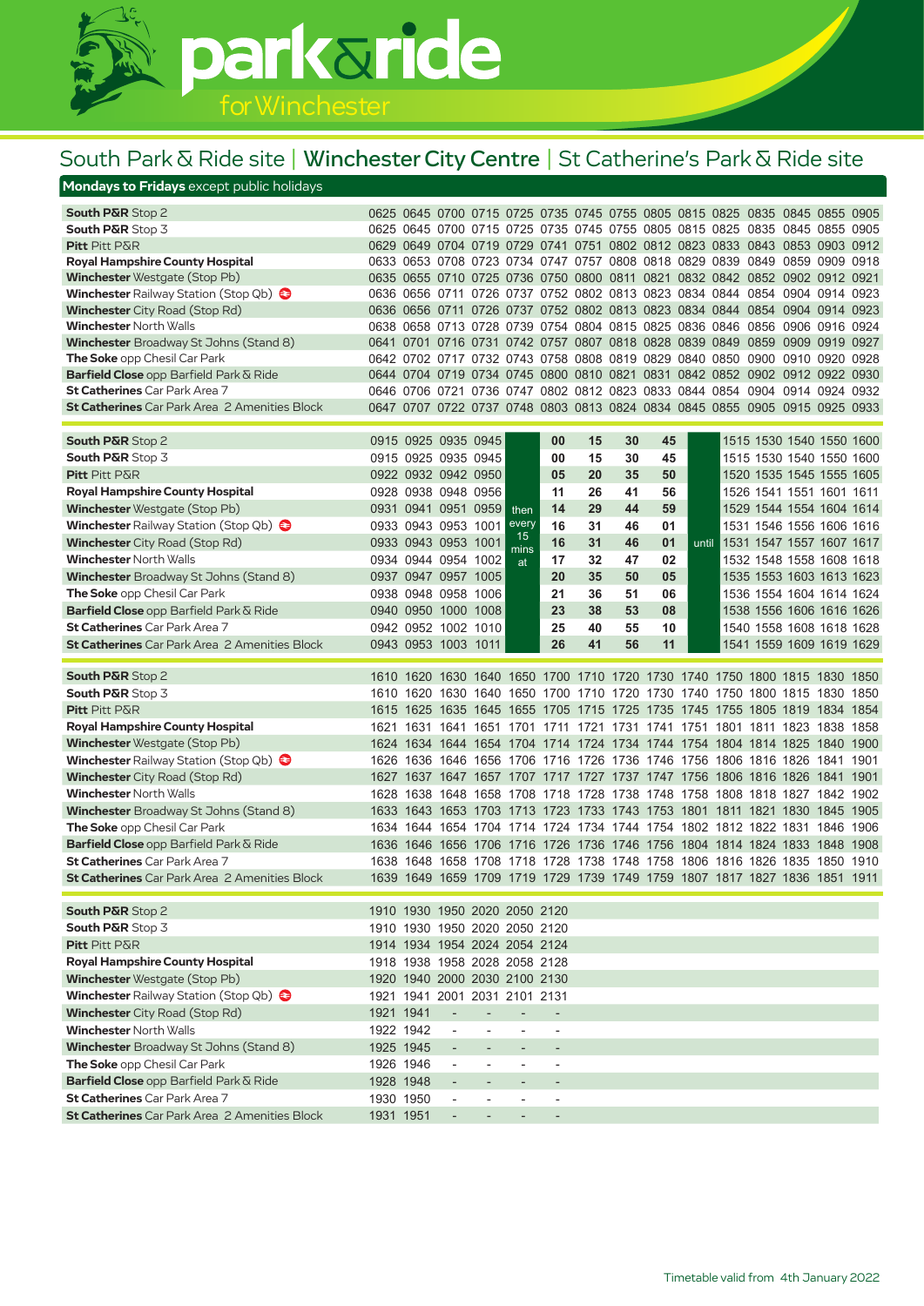# park&ride for Winchester

## South Park & Ride site | Winchester City Centre | St Catherine's Park & Ride site

**Mondays to Fridays** except public holidays

| Stop | | | | | | | | | | | | | | | |
|---|---|---|---|---|---|---|---|---|---|---|---|---|---|---|---|
| **South P&R** Stop 2 | 0625 | 0645 | 0700 | 0715 | 0725 | 0735 | 0745 | 0755 | 0805 | 0815 | 0825 | 0835 | 0845 | 0855 | 0905 |
| **South P&R** Stop 3 | 0625 | 0645 | 0700 | 0715 | 0725 | 0735 | 0745 | 0755 | 0805 | 0815 | 0825 | 0835 | 0845 | 0855 | 0905 |
| **Pitt** Pitt P&R | 0629 | 0649 | 0704 | 0719 | 0729 | 0741 | 0751 | 0802 | 0812 | 0823 | 0833 | 0843 | 0853 | 0903 | 0912 |
| **Royal Hampshire County Hospital** | 0633 | 0653 | 0708 | 0723 | 0734 | 0747 | 0757 | 0808 | 0818 | 0829 | 0839 | 0849 | 0859 | 0909 | 0918 |
| **Winchester** Westgate (Stop Pb) | 0635 | 0655 | 0710 | 0725 | 0736 | 0750 | 0800 | 0811 | 0821 | 0832 | 0842 | 0852 | 0902 | 0912 | 0921 |
| **Winchester** Railway Station (Stop Qb) | 0636 | 0656 | 0711 | 0726 | 0737 | 0752 | 0802 | 0813 | 0823 | 0834 | 0844 | 0854 | 0904 | 0914 | 0923 |
| **Winchester** City Road (Stop Rd) | 0636 | 0656 | 0711 | 0726 | 0737 | 0752 | 0802 | 0813 | 0823 | 0834 | 0844 | 0854 | 0904 | 0914 | 0923 |
| **Winchester** North Walls | 0638 | 0658 | 0713 | 0728 | 0739 | 0754 | 0804 | 0815 | 0825 | 0836 | 0846 | 0856 | 0906 | 0916 | 0924 |
| **Winchester** Broadway St Johns (Stand 8) | 0641 | 0701 | 0716 | 0731 | 0742 | 0757 | 0807 | 0818 | 0828 | 0839 | 0849 | 0859 | 0909 | 0919 | 0927 |
| **The Soke** opp Chesil Car Park | 0642 | 0702 | 0717 | 0732 | 0743 | 0758 | 0808 | 0819 | 0829 | 0840 | 0850 | 0900 | 0910 | 0920 | 0928 |
| **Barfield Close** opp Barfield Park & Ride | 0644 | 0704 | 0719 | 0734 | 0745 | 0800 | 0810 | 0821 | 0831 | 0842 | 0852 | 0902 | 0912 | 0922 | 0930 |
| **St Catherines** Car Park Area 7 | 0646 | 0706 | 0721 | 0736 | 0747 | 0802 | 0812 | 0823 | 0833 | 0844 | 0854 | 0904 | 0914 | 0924 | 0932 |
| **St Catherines** Car Park Area 2 Amenities Block | 0647 | 0707 | 0722 | 0737 | 0748 | 0803 | 0813 | 0824 | 0834 | 0845 | 0855 | 0905 | 0915 | 0925 | 0933 |

| Stop | | | | | | | | | | | | | | | |
|---|---|---|---|---|---|---|---|---|---|---|---|---|---|---|---|
| **South P&R** Stop 2 | 0915 | 0925 | 0935 | 0945 | then every 15 mins at | 00 | 15 | 30 | 45 | until | 1515 | 1530 | 1540 | 1550 | 1600 |
| **South P&R** Stop 3 | 0915 | 0925 | 0935 | 0945 | | 00 | 15 | 30 | 45 | | 1515 | 1530 | 1540 | 1550 | 1600 |
| **Pitt** Pitt P&R | 0922 | 0932 | 0942 | 0950 | | 05 | 20 | 35 | 50 | | 1520 | 1535 | 1545 | 1555 | 1605 |
| **Royal Hampshire County Hospital** | 0928 | 0938 | 0948 | 0956 | | 11 | 26 | 41 | 56 | | 1526 | 1541 | 1551 | 1601 | 1611 |
| **Winchester** Westgate (Stop Pb) | 0931 | 0941 | 0951 | 0959 | | 14 | 29 | 44 | 59 | | 1529 | 1544 | 1554 | 1604 | 1614 |
| **Winchester** Railway Station (Stop Qb) | 0933 | 0943 | 0953 | 1001 | | 16 | 31 | 46 | 01 | | 1531 | 1546 | 1556 | 1606 | 1616 |
| **Winchester** City Road (Stop Rd) | 0933 | 0943 | 0953 | 1001 | | 16 | 31 | 46 | 01 | | 1531 | 1547 | 1557 | 1607 | 1617 |
| **Winchester** North Walls | 0934 | 0944 | 0954 | 1002 | | 17 | 32 | 47 | 02 | | 1532 | 1548 | 1558 | 1608 | 1618 |
| **Winchester** Broadway St Johns (Stand 8) | 0937 | 0947 | 0957 | 1005 | | 20 | 35 | 50 | 05 | | 1535 | 1553 | 1603 | 1613 | 1623 |
| **The Soke** opp Chesil Car Park | 0938 | 0948 | 0958 | 1006 | | 21 | 36 | 51 | 06 | | 1536 | 1554 | 1604 | 1614 | 1624 |
| **Barfield Close** opp Barfield Park & Ride | 0940 | 0950 | 1000 | 1008 | | 23 | 38 | 53 | 08 | | 1538 | 1556 | 1606 | 1616 | 1626 |
| **St Catherines** Car Park Area 7 | 0942 | 0952 | 1002 | 1010 | | 25 | 40 | 55 | 10 | | 1540 | 1558 | 1608 | 1618 | 1628 |
| **St Catherines** Car Park Area 2 Amenities Block | 0943 | 0953 | 1003 | 1011 | | 26 | 41 | 56 | 11 | | 1541 | 1559 | 1609 | 1619 | 1629 |

| Stop | | | | | | | | | | | | | | | |
|---|---|---|---|---|---|---|---|---|---|---|---|---|---|---|---|
| **South P&R** Stop 2 | 1610 | 1620 | 1630 | 1640 | 1650 | 1700 | 1710 | 1720 | 1730 | 1740 | 1750 | 1800 | 1815 | 1830 | 1850 |
| **South P&R** Stop 3 | 1610 | 1620 | 1630 | 1640 | 1650 | 1700 | 1710 | 1720 | 1730 | 1740 | 1750 | 1800 | 1815 | 1830 | 1850 |
| **Pitt** Pitt P&R | 1615 | 1625 | 1635 | 1645 | 1655 | 1705 | 1715 | 1725 | 1735 | 1745 | 1755 | 1805 | 1819 | 1834 | 1854 |
| **Royal Hampshire County Hospital** | 1621 | 1631 | 1641 | 1651 | 1701 | 1711 | 1721 | 1731 | 1741 | 1751 | 1801 | 1811 | 1823 | 1838 | 1858 |
| **Winchester** Westgate (Stop Pb) | 1624 | 1634 | 1644 | 1654 | 1704 | 1714 | 1724 | 1734 | 1744 | 1754 | 1804 | 1814 | 1825 | 1840 | 1900 |
| **Winchester** Railway Station (Stop Qb) | 1626 | 1636 | 1646 | 1656 | 1706 | 1716 | 1726 | 1736 | 1746 | 1756 | 1806 | 1816 | 1826 | 1841 | 1901 |
| **Winchester** City Road (Stop Rd) | 1627 | 1637 | 1647 | 1657 | 1707 | 1717 | 1727 | 1737 | 1747 | 1756 | 1806 | 1816 | 1826 | 1841 | 1901 |
| **Winchester** North Walls | 1628 | 1638 | 1648 | 1658 | 1708 | 1718 | 1728 | 1738 | 1748 | 1758 | 1808 | 1818 | 1827 | 1842 | 1902 |
| **Winchester** Broadway St Johns (Stand 8) | 1633 | 1643 | 1653 | 1703 | 1713 | 1723 | 1733 | 1743 | 1753 | 1801 | 1811 | 1821 | 1830 | 1845 | 1905 |
| **The Soke** opp Chesil Car Park | 1634 | 1644 | 1654 | 1704 | 1714 | 1724 | 1734 | 1744 | 1754 | 1802 | 1812 | 1822 | 1831 | 1846 | 1906 |
| **Barfield Close** opp Barfield Park & Ride | 1636 | 1646 | 1656 | 1706 | 1716 | 1726 | 1736 | 1746 | 1756 | 1804 | 1814 | 1824 | 1833 | 1848 | 1908 |
| **St Catherines** Car Park Area 7 | 1638 | 1648 | 1658 | 1708 | 1718 | 1728 | 1738 | 1748 | 1758 | 1806 | 1816 | 1826 | 1835 | 1850 | 1910 |
| **St Catherines** Car Park Area 2 Amenities Block | 1639 | 1649 | 1659 | 1709 | 1719 | 1729 | 1739 | 1749 | 1759 | 1807 | 1817 | 1827 | 1836 | 1851 | 1911 |

| Stop | | | | | | |
|---|---|---|---|---|---|---|
| **South P&R** Stop 2 | 1910 | 1930 | 1950 | 2020 | 2050 | 2120 |
| **South P&R** Stop 3 | 1910 | 1930 | 1950 | 2020 | 2050 | 2120 |
| **Pitt** Pitt P&R | 1914 | 1934 | 1954 | 2024 | 2054 | 2124 |
| **Royal Hampshire County Hospital** | 1918 | 1938 | 1958 | 2028 | 2058 | 2128 |
| **Winchester** Westgate (Stop Pb) | 1920 | 1940 | 2000 | 2030 | 2100 | 2130 |
| **Winchester** Railway Station (Stop Qb) | 1921 | 1941 | 2001 | 2031 | 2101 | 2131 |
| **Winchester** City Road (Stop Rd) | 1921 | 1941 | - | - | - | - |
| **Winchester** North Walls | 1922 | 1942 | - | - | - | - |
| **Winchester** Broadway St Johns (Stand 8) | 1925 | 1945 | - | - | - | - |
| **The Soke** opp Chesil Car Park | 1926 | 1946 | - | - | - | - |
| **Barfield Close** opp Barfield Park & Ride | 1928 | 1948 | - | - | - | - |
| **St Catherines** Car Park Area 7 | 1930 | 1950 | - | - | - | - |
| **St Catherines** Car Park Area 2 Amenities Block | 1931 | 1951 | - | - | - | - |

Timetable valid from 4th January 2022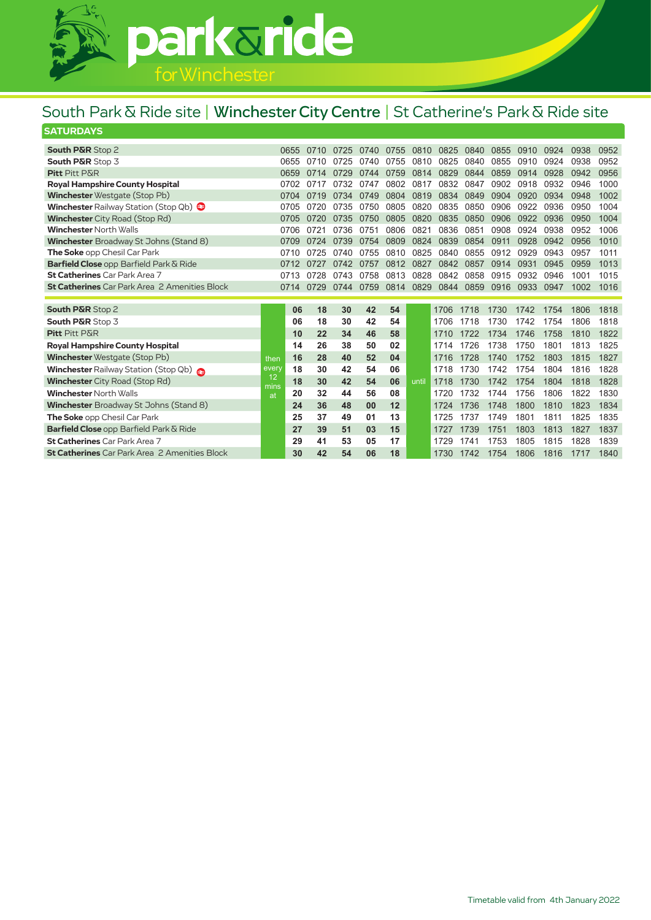# park&ride for Winchester

## South Park & Ride site | **Winchester City Centre** | St Catherine's Park & Ride site

### SATURDAYS

| | | | | | | | | | | | | | |
|---|---|---|---|---|---|---|---|---|---|---|---|---|---|
| **South P&R** Stop 2 | 0655 | 0710 | 0725 | 0740 | 0755 | 0810 | 0825 | 0840 | 0855 | 0910 | 0924 | 0938 | 0952 |
| **South P&R** Stop 3 | 0655 | 0710 | 0725 | 0740 | 0755 | 0810 | 0825 | 0840 | 0855 | 0910 | 0924 | 0938 | 0952 |
| **Pitt** Pitt P&R | 0659 | 0714 | 0729 | 0744 | 0759 | 0814 | 0829 | 0844 | 0859 | 0914 | 0928 | 0942 | 0956 |
| **Royal Hampshire County Hospital** | 0702 | 0717 | 0732 | 0747 | 0802 | 0817 | 0832 | 0847 | 0902 | 0918 | 0932 | 0946 | 1000 |
| **Winchester** Westgate (Stop Pb) | 0704 | 0719 | 0734 | 0749 | 0804 | 0819 | 0834 | 0849 | 0904 | 0920 | 0934 | 0948 | 1002 |
| **Winchester** Railway Station (Stop Qb) | 0705 | 0720 | 0735 | 0750 | 0805 | 0820 | 0835 | 0850 | 0906 | 0922 | 0936 | 0950 | 1004 |
| **Winchester** City Road (Stop Rd) | 0705 | 0720 | 0735 | 0750 | 0805 | 0820 | 0835 | 0850 | 0906 | 0922 | 0936 | 0950 | 1004 |
| **Winchester** North Walls | 0706 | 0721 | 0736 | 0751 | 0806 | 0821 | 0836 | 0851 | 0908 | 0924 | 0938 | 0952 | 1006 |
| **Winchester** Broadway St Johns (Stand 8) | 0709 | 0724 | 0739 | 0754 | 0809 | 0824 | 0839 | 0854 | 0911 | 0928 | 0942 | 0956 | 1010 |
| **The Soke** opp Chesil Car Park | 0710 | 0725 | 0740 | 0755 | 0810 | 0825 | 0840 | 0855 | 0912 | 0929 | 0943 | 0957 | 1011 |
| **Barfield Close** opp Barfield Park & Ride | 0712 | 0727 | 0742 | 0757 | 0812 | 0827 | 0842 | 0857 | 0914 | 0931 | 0945 | 0959 | 1013 |
| **St Catherines** Car Park Area 7 | 0713 | 0728 | 0743 | 0758 | 0813 | 0828 | 0842 | 0858 | 0915 | 0932 | 0946 | 1001 | 1015 |
| **St Catherines** Car Park Area 2 Amenities Block | 0714 | 0729 | 0744 | 0759 | 0814 | 0829 | 0844 | 0859 | 0916 | 0933 | 0947 | 1002 | 1016 |

| | | | | | | | | | | | | | | | |
|---|---|---|---|---|---|---|---|---|---|---|---|---|---|---|---|
| **South P&R** Stop 2 | then every 12 mins at | **06** | **18** | **30** | **42** | **54** | until | 1706 | 1718 | 1730 | 1742 | 1754 | 1806 | 1818 |
| **South P&R** Stop 3 | | **06** | **18** | **30** | **42** | **54** | | 1706 | 1718 | 1730 | 1742 | 1754 | 1806 | 1818 |
| **Pitt** Pitt P&R | | **10** | **22** | **34** | **46** | **58** | | 1710 | 1722 | 1734 | 1746 | 1758 | 1810 | 1822 |
| **Royal Hampshire County Hospital** | | **14** | **26** | **38** | **50** | **02** | | 1714 | 1726 | 1738 | 1750 | 1801 | 1813 | 1825 |
| **Winchester** Westgate (Stop Pb) | | **16** | **28** | **40** | **52** | **04** | | 1716 | 1728 | 1740 | 1752 | 1803 | 1815 | 1827 |
| **Winchester** Railway Station (Stop Qb) | | **18** | **30** | **42** | **54** | **06** | | 1718 | 1730 | 1742 | 1754 | 1804 | 1816 | 1828 |
| **Winchester** City Road (Stop Rd) | | **18** | **30** | **42** | **54** | **06** | | 1718 | 1730 | 1742 | 1754 | 1804 | 1818 | 1828 |
| **Winchester** North Walls | | **20** | **32** | **44** | **56** | **08** | | 1720 | 1732 | 1744 | 1756 | 1806 | 1822 | 1830 |
| **Winchester** Broadway St Johns (Stand 8) | | **24** | **36** | **48** | **00** | **12** | | 1724 | 1736 | 1748 | 1800 | 1810 | 1823 | 1834 |
| **The Soke** opp Chesil Car Park | | **25** | **37** | **49** | **01** | **13** | | 1725 | 1737 | 1749 | 1801 | 1811 | 1825 | 1835 |
| **Barfield Close** opp Barfield Park & Ride | | **27** | **39** | **51** | **03** | **15** | | 1727 | 1739 | 1751 | 1803 | 1813 | 1827 | 1837 |
| **St Catherines** Car Park Area 7 | | **29** | **41** | **53** | **05** | **17** | | 1729 | 1741 | 1753 | 1805 | 1815 | 1828 | 1839 |
| **St Catherines** Car Park Area 2 Amenities Block | | **30** | **42** | **54** | **06** | **18** | | 1730 | 1742 | 1754 | 1806 | 1816 | 1717 | 1840 |

Timetable valid from 4th January 2022